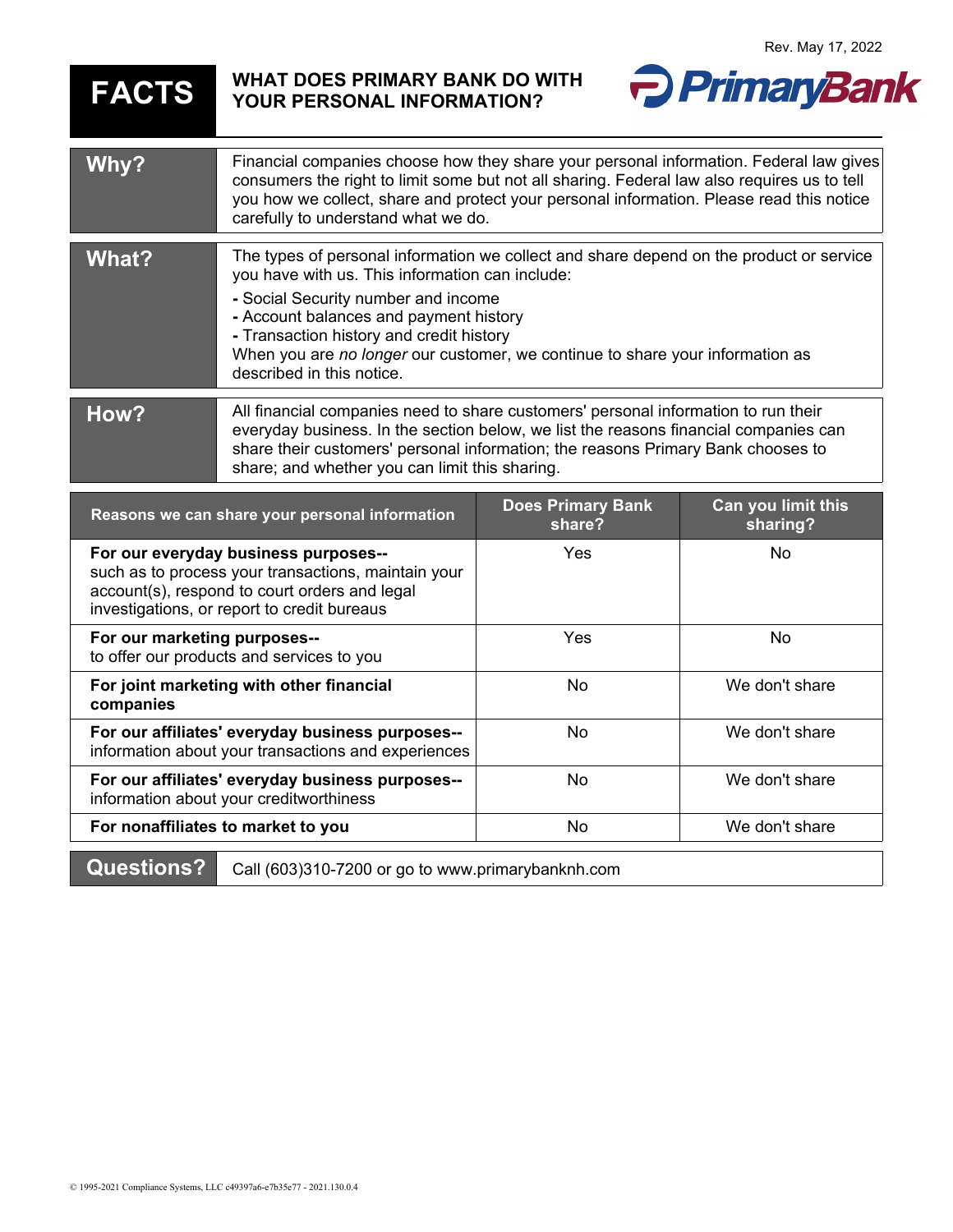Rev. May 17, 2022

# FACTS

## WHAT DOES PRIMARY BANK DO WITH YOUR PERSONAL INFORMATION?

PrimaryBank

| | |
|---|---|
| **Why?** | Financial companies choose how they share your personal information. Federal law gives consumers the right to limit some but not all sharing. Federal law also requires us to tell you how we collect, share and protect your personal information. Please read this notice carefully to understand what we do. |
| **What?** | The types of personal information we collect and share depend on the product or service you have with us. This information can include:<br>- Social Security number and income<br>- Account balances and payment history<br>- Transaction history and credit history<br>When you are *no longer* our customer, we continue to share your information as described in this notice. |
| **How?** | All financial companies need to share customers' personal information to run their everyday business. In the section below, we list the reasons financial companies can share their customers' personal information; the reasons Primary Bank chooses to share; and whether you can limit this sharing. |

| Reasons we can share your personal information | Does Primary Bank share? | Can you limit this sharing? |
|---|---|---|
| **For our everyday business purposes--** such as to process your transactions, maintain your account(s), respond to court orders and legal investigations, or report to credit bureaus | Yes | No |
| **For our marketing purposes--** to offer our products and services to you | Yes | No |
| **For joint marketing with other financial companies** | No | We don't share |
| **For our affiliates' everyday business purposes--** information about your transactions and experiences | No | We don't share |
| **For our affiliates' everyday business purposes--** information about your creditworthiness | No | We don't share |
| **For nonaffiliates to market to you** | No | We don't share |

| | |
|---|---|
| **Questions?** | Call (603)310-7200 or go to www.primarybanknh.com |

© 1995-2021 Compliance Systems, LLC c49397a6-e7b35e77 - 2021.130.0.4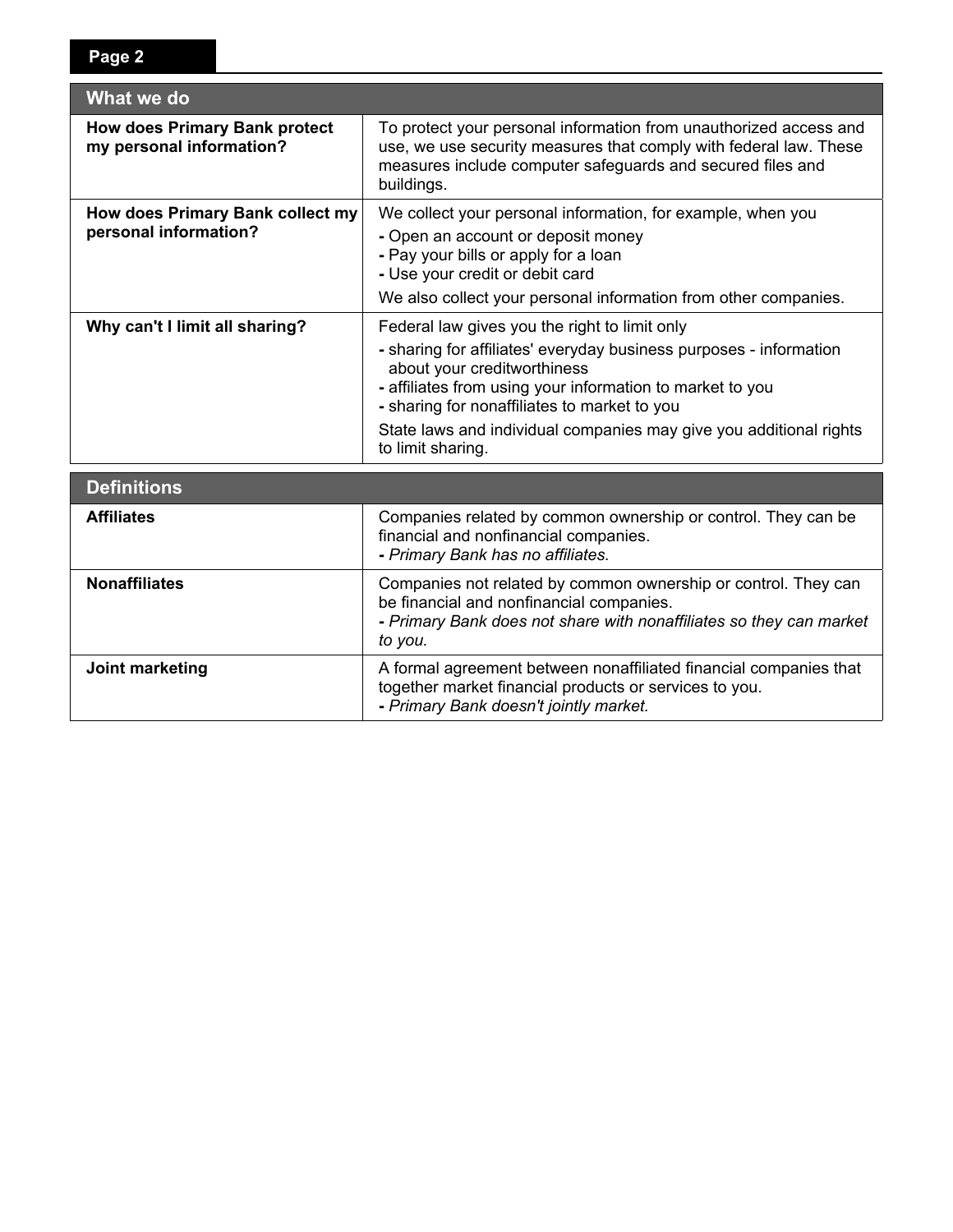| What we do | |
| --- | --- |
| **How does Primary Bank protect my personal information?** | To protect your personal information from unauthorized access and use, we use security measures that comply with federal law. These measures include computer safeguards and secured files and buildings. |
| **How does Primary Bank collect my personal information?** | We collect your personal information, for example, when you<br>- Open an account or deposit money<br>- Pay your bills or apply for a loan<br>- Use your credit or debit card<br>We also collect your personal information from other companies. |
| **Why can't I limit all sharing?** | Federal law gives you the right to limit only<br>- sharing for affiliates' everyday business purposes - information about your creditworthiness<br>- affiliates from using your information to market to you<br>- sharing for nonaffiliates to market to you<br>State laws and individual companies may give you additional rights to limit sharing. |

| Definitions | |
| --- | --- |
| **Affiliates** | Companies related by common ownership or control. They can be financial and nonfinancial companies.<br>- *Primary Bank has no affiliates.* |
| **Nonaffiliates** | Companies not related by common ownership or control. They can be financial and nonfinancial companies.<br>- *Primary Bank does not share with nonaffiliates so they can market to you.* |
| **Joint marketing** | A formal agreement between nonaffiliated financial companies that together market financial products or services to you.<br>- *Primary Bank doesn't jointly market.* |